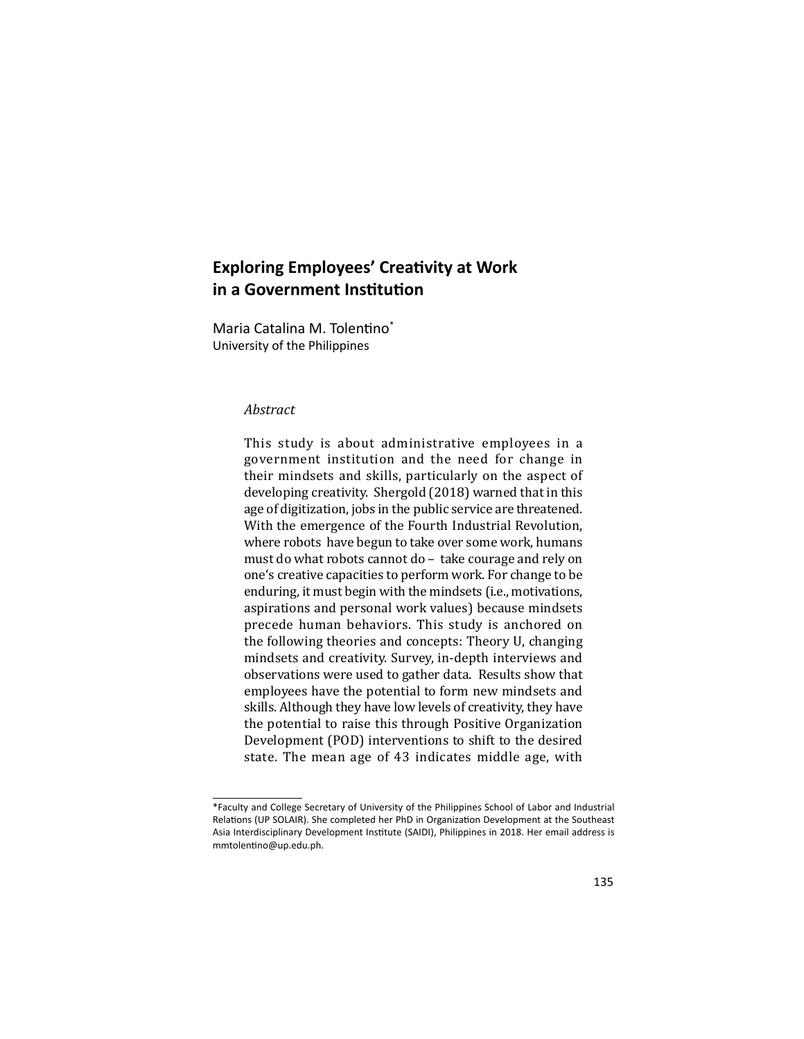# Exploring Employees' Creativity at Work in a Government Institution

Maria Catalina M. Tolentino*
University of the Philippines

*Abstract*

This study is about administrative employees in a government institution and the need for change in their mindsets and skills, particularly on the aspect of developing creativity. Shergold (2018) warned that in this age of digitization, jobs in the public service are threatened. With the emergence of the Fourth Industrial Revolution, where robots have begun to take over some work, humans must do what robots cannot do – take courage and rely on one's creative capacities to perform work. For change to be enduring, it must begin with the mindsets (i.e., motivations, aspirations and personal work values) because mindsets precede human behaviors. This study is anchored on the following theories and concepts: Theory U, changing mindsets and creativity. Survey, in-depth interviews and observations were used to gather data. Results show that employees have the potential to form new mindsets and skills. Although they have low levels of creativity, they have the potential to raise this through Positive Organization Development (POD) interventions to shift to the desired state. The mean age of 43 indicates middle age, with

---

*Faculty and College Secretary of University of the Philippines School of Labor and Industrial Relations (UP SOLAIR). She completed her PhD in Organization Development at the Southeast Asia Interdisciplinary Development Institute (SAIDI), Philippines in 2018. Her email address is mmtolentino@up.edu.ph.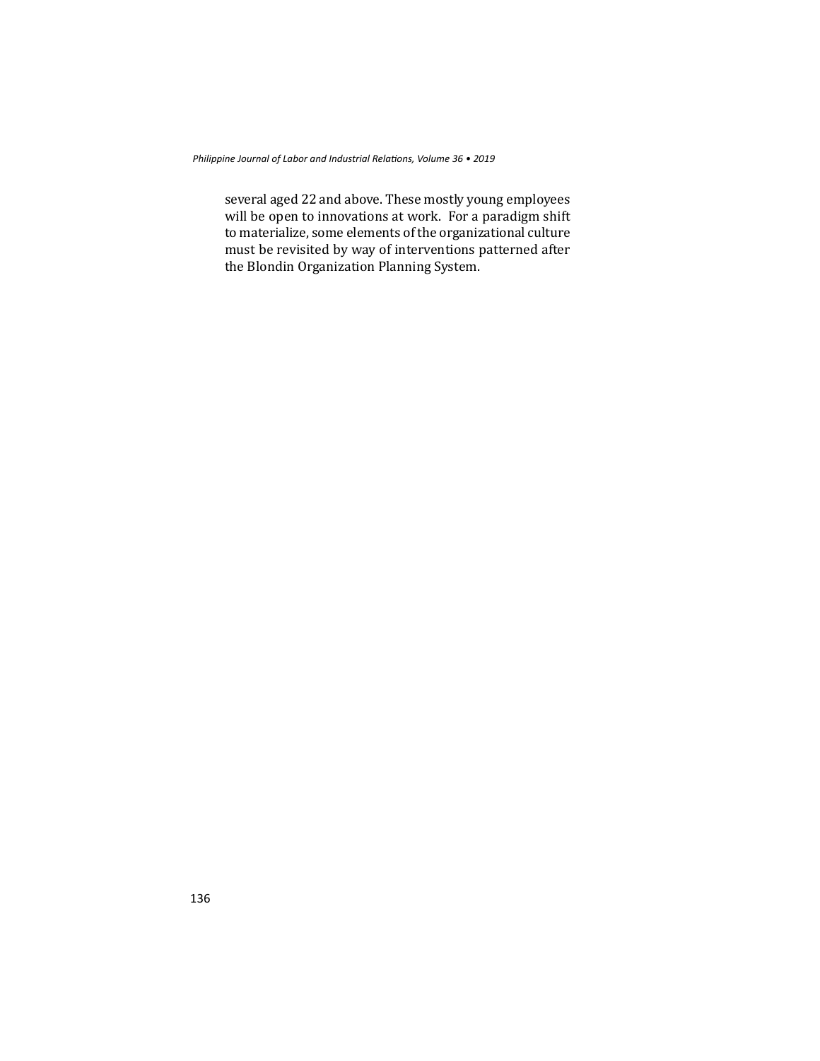several aged 22 and above. These mostly young employees will be open to innovations at work. For a paradigm shift to materialize, some elements of the organizational culture must be revisited by way of interventions patterned after the Blondin Organization Planning System.